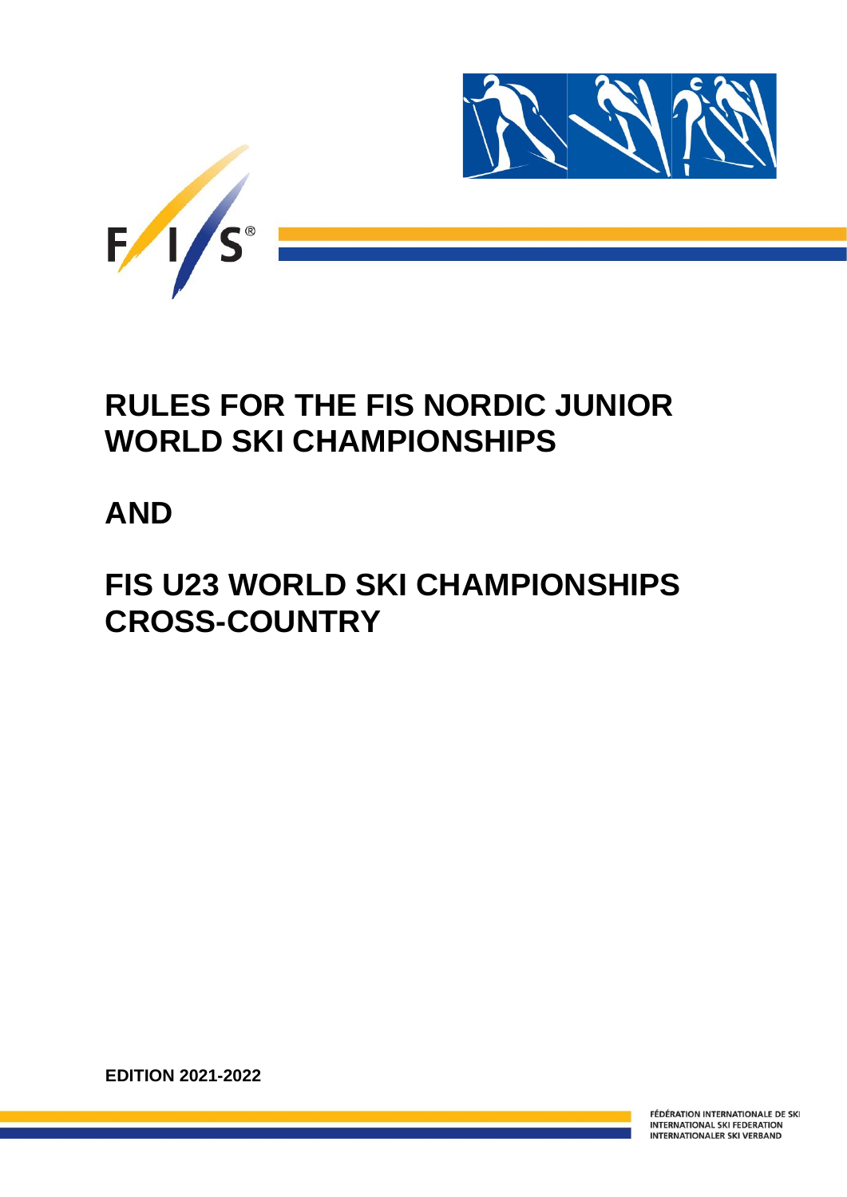# RULES FOR THE FIS NORDIC JUNIOR WORLD SKI CHAMPIONSHIPS

# AND

# FIS U23 WORLD SKI CHAMPIONSHIPS CROSS-COUNTRY

**EDITION 2021-2022**

FÉDÉRATION INTERNATIONALE DE SKI
INTERNATIONAL SKI FEDERATION
INTERNATIONALER SKI VERBAND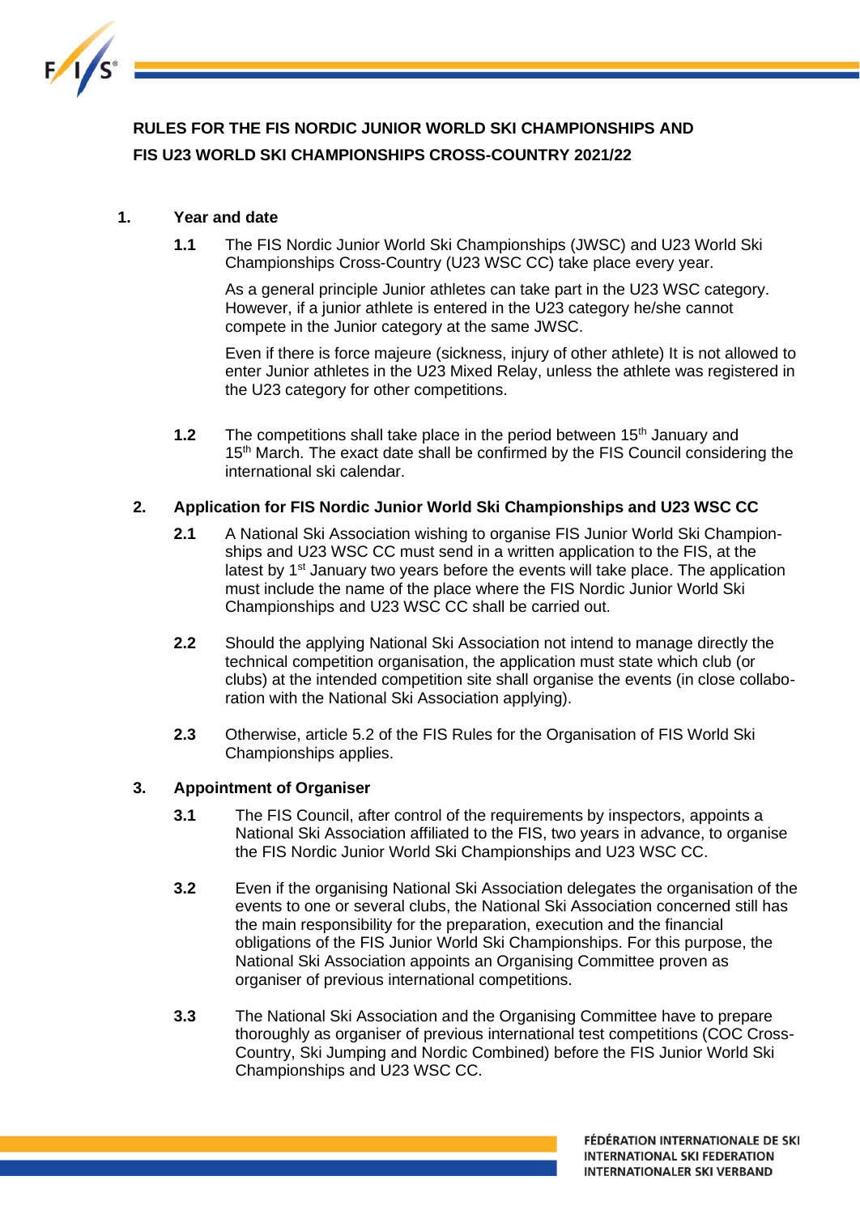# RULES FOR THE FIS NORDIC JUNIOR WORLD SKI CHAMPIONSHIPS AND FIS U23 WORLD SKI CHAMPIONSHIPS CROSS-COUNTRY 2021/22

## 1. Year and date

**1.1** The FIS Nordic Junior World Ski Championships (JWSC) and U23 World Ski Championships Cross-Country (U23 WSC CC) take place every year.

As a general principle Junior athletes can take part in the U23 WSC category. However, if a junior athlete is entered in the U23 category he/she cannot compete in the Junior category at the same JWSC.

Even if there is force majeure (sickness, injury of other athlete) It is not allowed to enter Junior athletes in the U23 Mixed Relay, unless the athlete was registered in the U23 category for other competitions.

**1.2** The competitions shall take place in the period between 15th January and 15th March. The exact date shall be confirmed by the FIS Council considering the international ski calendar.

## 2. Application for FIS Nordic Junior World Ski Championships and U23 WSC CC

**2.1** A National Ski Association wishing to organise FIS Junior World Ski Championships and U23 WSC CC must send in a written application to the FIS, at the latest by 1st January two years before the events will take place. The application must include the name of the place where the FIS Nordic Junior World Ski Championships and U23 WSC CC shall be carried out.

**2.2** Should the applying National Ski Association not intend to manage directly the technical competition organisation, the application must state which club (or clubs) at the intended competition site shall organise the events (in close collaboration with the National Ski Association applying).

**2.3** Otherwise, article 5.2 of the FIS Rules for the Organisation of FIS World Ski Championships applies.

## 3. Appointment of Organiser

**3.1** The FIS Council, after control of the requirements by inspectors, appoints a National Ski Association affiliated to the FIS, two years in advance, to organise the FIS Nordic Junior World Ski Championships and U23 WSC CC.

**3.2** Even if the organising National Ski Association delegates the organisation of the events to one or several clubs, the National Ski Association concerned still has the main responsibility for the preparation, execution and the financial obligations of the FIS Junior World Ski Championships. For this purpose, the National Ski Association appoints an Organising Committee proven as organiser of previous international competitions.

**3.3** The National Ski Association and the Organising Committee have to prepare thoroughly as organiser of previous international test competitions (COC Cross-Country, Ski Jumping and Nordic Combined) before the FIS Junior World Ski Championships and U23 WSC CC.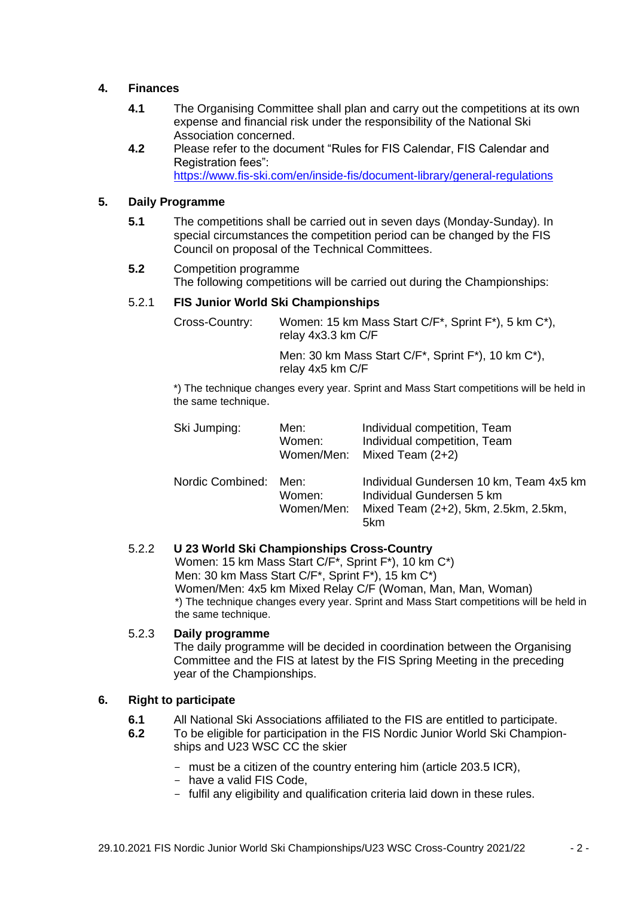## 4. Finances

**4.1** The Organising Committee shall plan and carry out the competitions at its own expense and financial risk under the responsibility of the National Ski Association concerned.

**4.2** Please refer to the document "Rules for FIS Calendar, FIS Calendar and Registration fees": https://www.fis-ski.com/en/inside-fis/document-library/general-regulations

## 5. Daily Programme

**5.1** The competitions shall be carried out in seven days (Monday-Sunday). In special circumstances the competition period can be changed by the FIS Council on proposal of the Technical Committees.

**5.2** Competition programme
The following competitions will be carried out during the Championships:

### 5.2.1 FIS Junior World Ski Championships

Cross-Country:

Women: 15 km Mass Start C/F*, Sprint F*), 5 km C*), relay 4x3.3 km C/F

Men: 30 km Mass Start C/F*, Sprint F*), 10 km C*), relay 4x5 km C/F

*) The technique changes every year. Sprint and Mass Start competitions will be held in the same technique.

| | | |
|---|---|---|
| Ski Jumping: | Men: | Individual competition, Team |
| | Women: | Individual competition, Team |
| | Women/Men: | Mixed Team (2+2) |
| Nordic Combined: | Men: | Individual Gundersen 10 km, Team 4x5 km |
| | Women: | Individual Gundersen 5 km |
| | Women/Men: | Mixed Team (2+2), 5km, 2.5km, 2.5km, 5km |

### 5.2.2 U 23 World Ski Championships Cross-Country

Women: 15 km Mass Start C/F*, Sprint F*), 10 km C*)
Men: 30 km Mass Start C/F*, Sprint F*), 15 km C*)
Women/Men: 4x5 km Mixed Relay C/F (Woman, Man, Man, Woman)
*) The technique changes every year. Sprint and Mass Start competitions will be held in the same technique.

### 5.2.3 Daily programme

The daily programme will be decided in coordination between the Organising Committee and the FIS at latest by the FIS Spring Meeting in the preceding year of the Championships.

## 6. Right to participate

**6.1** All National Ski Associations affiliated to the FIS are entitled to participate.

**6.2** To be eligible for participation in the FIS Nordic Junior World Ski Championships and U23 WSC CC the skier

- must be a citizen of the country entering him (article 203.5 ICR),
- have a valid FIS Code,
- fulfil any eligibility and qualification criteria laid down in these rules.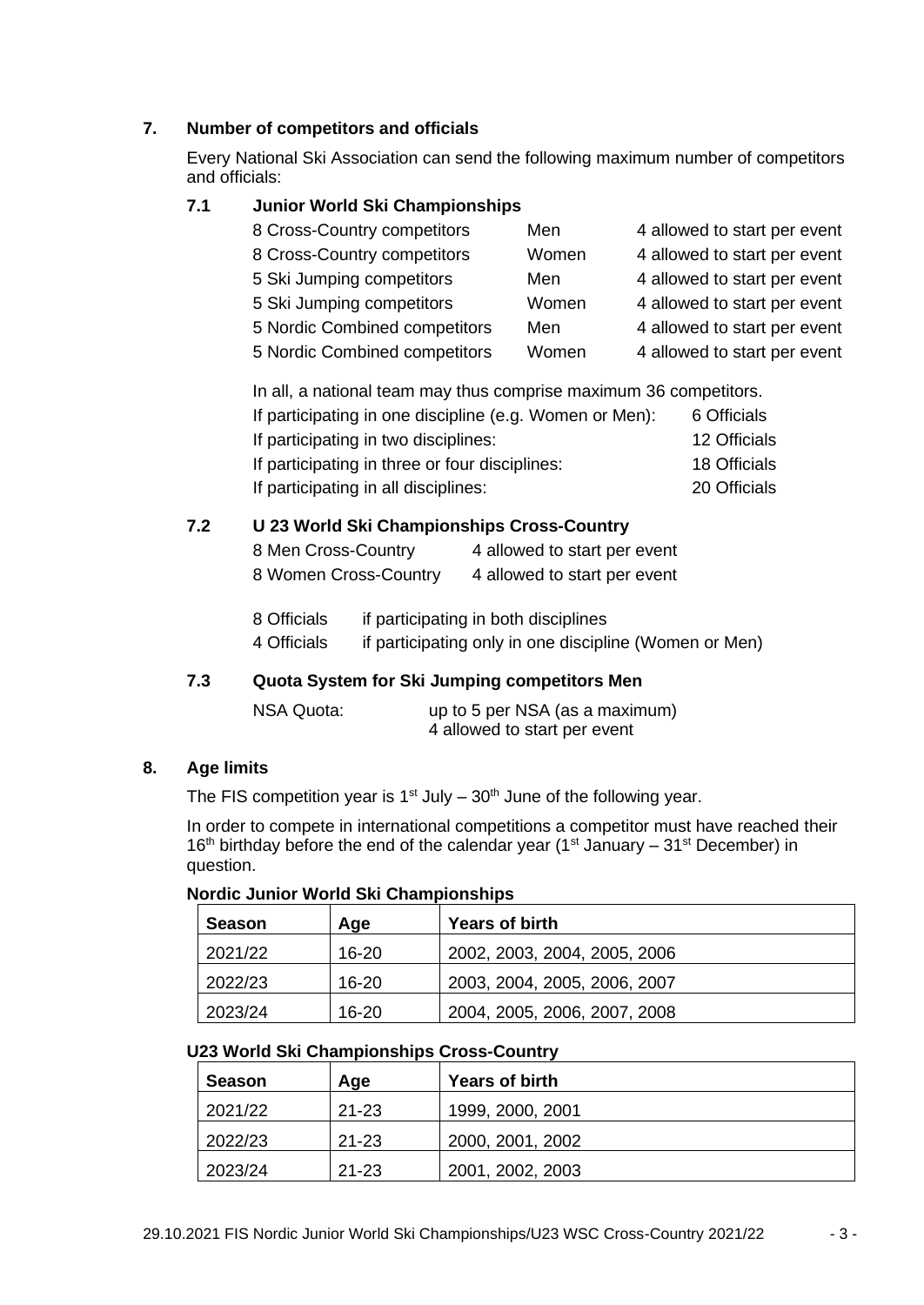## 7. Number of competitors and officials

Every National Ski Association can send the following maximum number of competitors and officials:

### 7.1 Junior World Ski Championships

| | | |
|---|---|---|
| 8 Cross-Country competitors | Men | 4 allowed to start per event |
| 8 Cross-Country competitors | Women | 4 allowed to start per event |
| 5 Ski Jumping competitors | Men | 4 allowed to start per event |
| 5 Ski Jumping competitors | Women | 4 allowed to start per event |
| 5 Nordic Combined competitors | Men | 4 allowed to start per event |
| 5 Nordic Combined competitors | Women | 4 allowed to start per event |

In all, a national team may thus comprise maximum 36 competitors.

| | |
|---|---|
| If participating in one discipline (e.g. Women or Men): | 6 Officials |
| If participating in two disciplines: | 12 Officials |
| If participating in three or four disciplines: | 18 Officials |
| If participating in all disciplines: | 20 Officials |

### 7.2 U 23 World Ski Championships Cross-Country

| | |
|---|---|
| 8 Men Cross-Country | 4 allowed to start per event |
| 8 Women Cross-Country | 4 allowed to start per event |

| | |
|---|---|
| 8 Officials | if participating in both disciplines |
| 4 Officials | if participating only in one discipline (Women or Men) |

### 7.3 Quota System for Ski Jumping competitors Men

NSA Quota: up to 5 per NSA (as a maximum)
4 allowed to start per event

## 8. Age limits

The FIS competition year is 1st July – 30th June of the following year.

In order to compete in international competitions a competitor must have reached their 16th birthday before the end of the calendar year (1st January – 31st December) in question.

**Nordic Junior World Ski Championships**

| Season | Age | Years of birth |
|---|---|---|
| 2021/22 | 16-20 | 2002, 2003, 2004, 2005, 2006 |
| 2022/23 | 16-20 | 2003, 2004, 2005, 2006, 2007 |
| 2023/24 | 16-20 | 2004, 2005, 2006, 2007, 2008 |

**U23 World Ski Championships Cross-Country**

| Season | Age | Years of birth |
|---|---|---|
| 2021/22 | 21-23 | 1999, 2000, 2001 |
| 2022/23 | 21-23 | 2000, 2001, 2002 |
| 2023/24 | 21-23 | 2001, 2002, 2003 |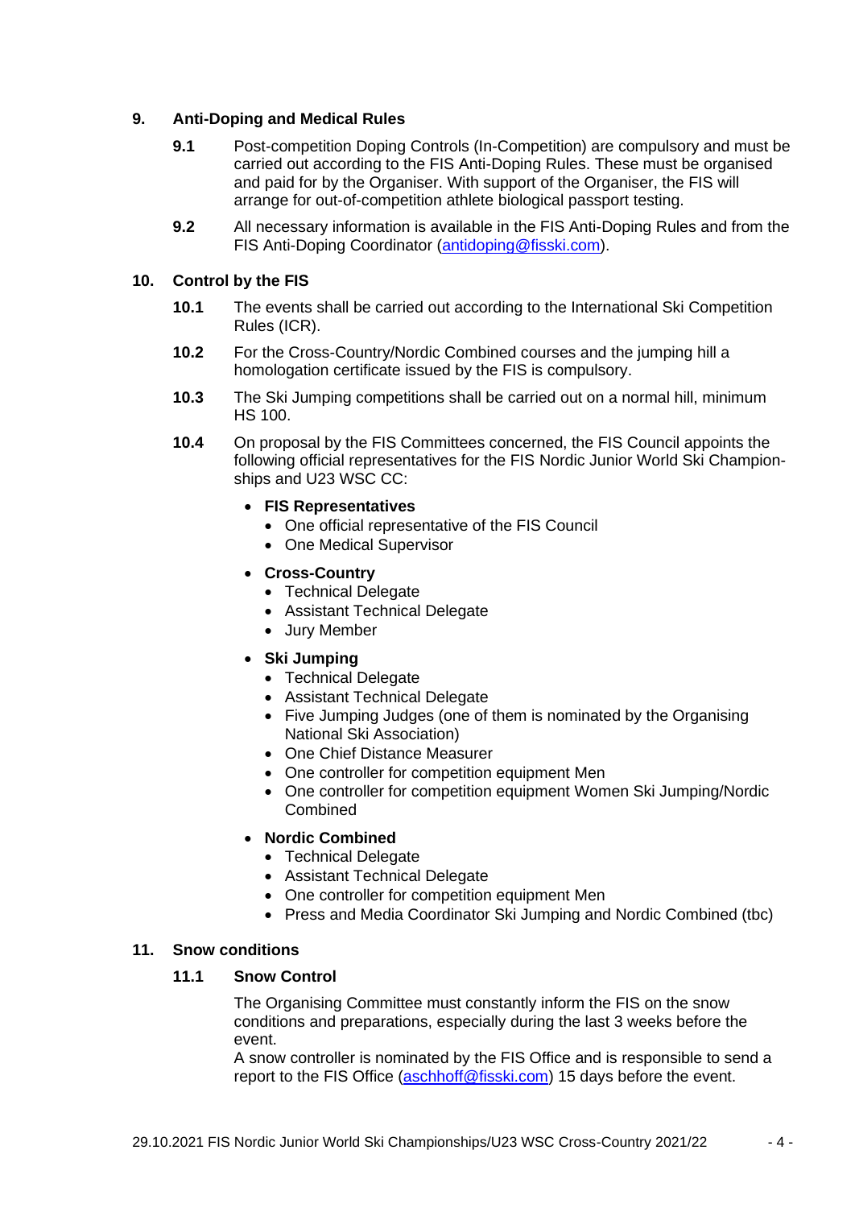## 9. Anti-Doping and Medical Rules

**9.1** Post-competition Doping Controls (In-Competition) are compulsory and must be carried out according to the FIS Anti-Doping Rules. These must be organised and paid for by the Organiser. With support of the Organiser, the FIS will arrange for out-of-competition athlete biological passport testing.

**9.2** All necessary information is available in the FIS Anti-Doping Rules and from the FIS Anti-Doping Coordinator (antidoping@fisski.com).

## 10. Control by the FIS

**10.1** The events shall be carried out according to the International Ski Competition Rules (ICR).

**10.2** For the Cross-Country/Nordic Combined courses and the jumping hill a homologation certificate issued by the FIS is compulsory.

**10.3** The Ski Jumping competitions shall be carried out on a normal hill, minimum HS 100.

**10.4** On proposal by the FIS Committees concerned, the FIS Council appoints the following official representatives for the FIS Nordic Junior World Ski Championships and U23 WSC CC:

- **FIS Representatives**
  - One official representative of the FIS Council
  - One Medical Supervisor
- **Cross-Country**
  - Technical Delegate
  - Assistant Technical Delegate
  - Jury Member
- **Ski Jumping**
  - Technical Delegate
  - Assistant Technical Delegate
  - Five Jumping Judges (one of them is nominated by the Organising National Ski Association)
  - One Chief Distance Measurer
  - One controller for competition equipment Men
  - One controller for competition equipment Women Ski Jumping/Nordic Combined
- **Nordic Combined**
  - Technical Delegate
  - Assistant Technical Delegate
  - One controller for competition equipment Men
  - Press and Media Coordinator Ski Jumping and Nordic Combined (tbc)

## 11. Snow conditions

### 11.1 Snow Control

The Organising Committee must constantly inform the FIS on the snow conditions and preparations, especially during the last 3 weeks before the event.
A snow controller is nominated by the FIS Office and is responsible to send a report to the FIS Office (aschhoff@fisski.com) 15 days before the event.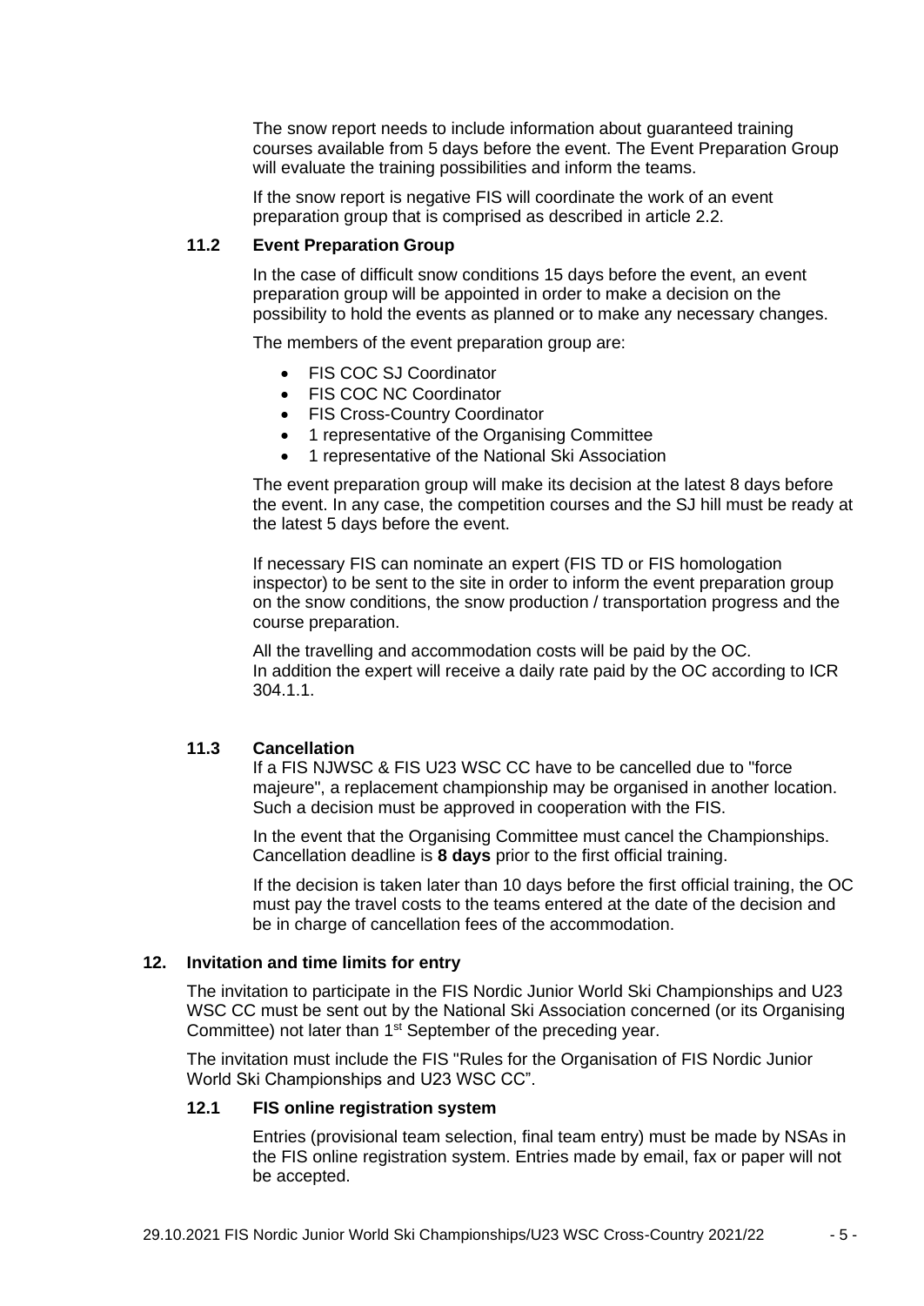The snow report needs to include information about guaranteed training courses available from 5 days before the event. The Event Preparation Group will evaluate the training possibilities and inform the teams.

If the snow report is negative FIS will coordinate the work of an event preparation group that is comprised as described in article 2.2.

### 11.2 Event Preparation Group

In the case of difficult snow conditions 15 days before the event, an event preparation group will be appointed in order to make a decision on the possibility to hold the events as planned or to make any necessary changes.

The members of the event preparation group are:

- FIS COC SJ Coordinator
- FIS COC NC Coordinator
- FIS Cross-Country Coordinator
- 1 representative of the Organising Committee
- 1 representative of the National Ski Association

The event preparation group will make its decision at the latest 8 days before the event. In any case, the competition courses and the SJ hill must be ready at the latest 5 days before the event.

If necessary FIS can nominate an expert (FIS TD or FIS homologation inspector) to be sent to the site in order to inform the event preparation group on the snow conditions, the snow production / transportation progress and the course preparation.

All the travelling and accommodation costs will be paid by the OC.
In addition the expert will receive a daily rate paid by the OC according to ICR 304.1.1.

### 11.3 Cancellation

If a FIS NJWSC & FIS U23 WSC CC have to be cancelled due to "force majeure", a replacement championship may be organised in another location. Such a decision must be approved in cooperation with the FIS.

In the event that the Organising Committee must cancel the Championships. Cancellation deadline is **8 days** prior to the first official training.

If the decision is taken later than 10 days before the first official training, the OC must pay the travel costs to the teams entered at the date of the decision and be in charge of cancellation fees of the accommodation.

## 12. Invitation and time limits for entry

The invitation to participate in the FIS Nordic Junior World Ski Championships and U23 WSC CC must be sent out by the National Ski Association concerned (or its Organising Committee) not later than 1st September of the preceding year.

The invitation must include the FIS "Rules for the Organisation of FIS Nordic Junior World Ski Championships and U23 WSC CC".

### 12.1 FIS online registration system

Entries (provisional team selection, final team entry) must be made by NSAs in the FIS online registration system. Entries made by email, fax or paper will not be accepted.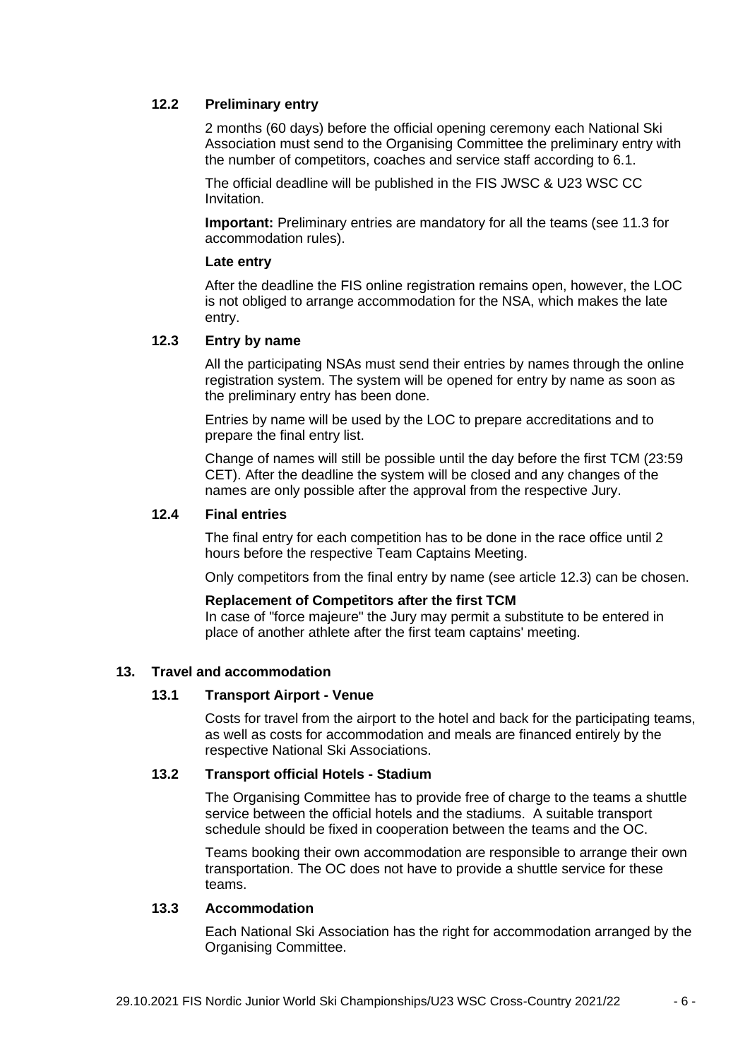### 12.2 Preliminary entry

2 months (60 days) before the official opening ceremony each National Ski Association must send to the Organising Committee the preliminary entry with the number of competitors, coaches and service staff according to 6.1.

The official deadline will be published in the FIS JWSC & U23 WSC CC Invitation.

**Important:** Preliminary entries are mandatory for all the teams (see 11.3 for accommodation rules).

**Late entry**

After the deadline the FIS online registration remains open, however, the LOC is not obliged to arrange accommodation for the NSA, which makes the late entry.

### 12.3 Entry by name

All the participating NSAs must send their entries by names through the online registration system. The system will be opened for entry by name as soon as the preliminary entry has been done.

Entries by name will be used by the LOC to prepare accreditations and to prepare the final entry list.

Change of names will still be possible until the day before the first TCM (23:59 CET). After the deadline the system will be closed and any changes of the names are only possible after the approval from the respective Jury.

### 12.4 Final entries

The final entry for each competition has to be done in the race office until 2 hours before the respective Team Captains Meeting.

Only competitors from the final entry by name (see article 12.3) can be chosen.

**Replacement of Competitors after the first TCM**
In case of "force majeure" the Jury may permit a substitute to be entered in place of another athlete after the first team captains' meeting.

## 13. Travel and accommodation

### 13.1 Transport Airport - Venue

Costs for travel from the airport to the hotel and back for the participating teams, as well as costs for accommodation and meals are financed entirely by the respective National Ski Associations.

### 13.2 Transport official Hotels - Stadium

The Organising Committee has to provide free of charge to the teams a shuttle service between the official hotels and the stadiums. A suitable transport schedule should be fixed in cooperation between the teams and the OC.

Teams booking their own accommodation are responsible to arrange their own transportation. The OC does not have to provide a shuttle service for these teams.

### 13.3 Accommodation

Each National Ski Association has the right for accommodation arranged by the Organising Committee.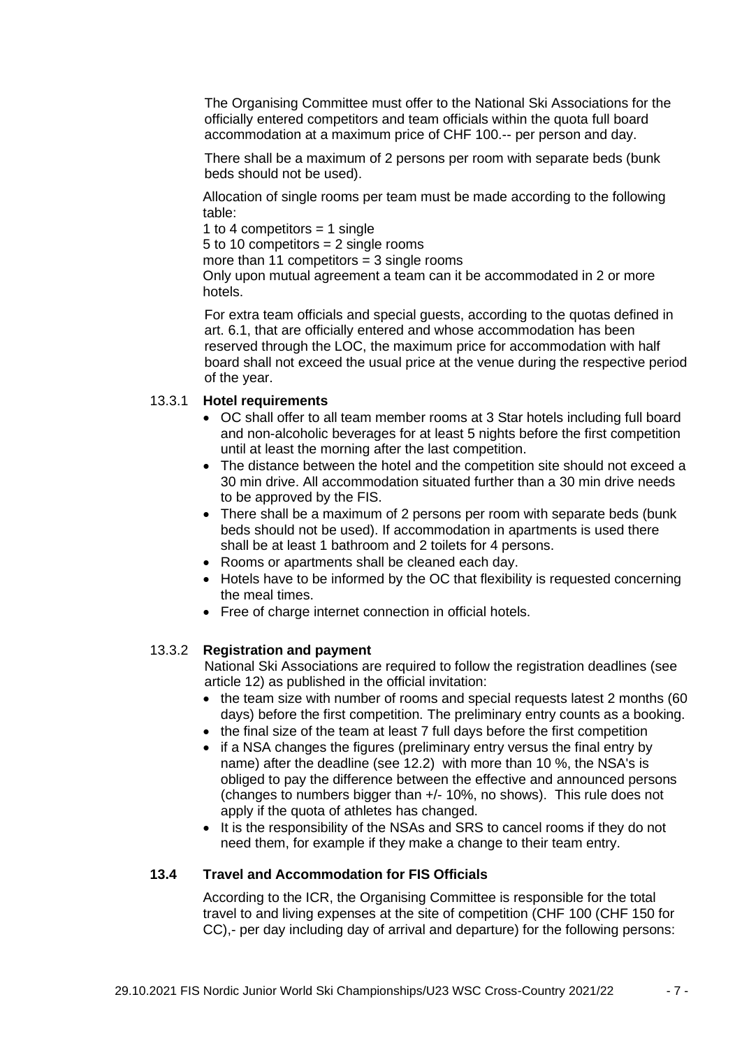The Organising Committee must offer to the National Ski Associations for the officially entered competitors and team officials within the quota full board accommodation at a maximum price of CHF 100.-- per person and day.

There shall be a maximum of 2 persons per room with separate beds (bunk beds should not be used).

Allocation of single rooms per team must be made according to the following table:
1 to 4 competitors = 1 single
5 to 10 competitors = 2 single rooms
more than 11 competitors = 3 single rooms
Only upon mutual agreement a team can it be accommodated in 2 or more hotels.

For extra team officials and special guests, according to the quotas defined in art. 6.1, that are officially entered and whose accommodation has been reserved through the LOC, the maximum price for accommodation with half board shall not exceed the usual price at the venue during the respective period of the year.

#### 13.3.1 Hotel requirements

- OC shall offer to all team member rooms at 3 Star hotels including full board and non-alcoholic beverages for at least 5 nights before the first competition until at least the morning after the last competition.
- The distance between the hotel and the competition site should not exceed a 30 min drive. All accommodation situated further than a 30 min drive needs to be approved by the FIS.
- There shall be a maximum of 2 persons per room with separate beds (bunk beds should not be used). If accommodation in apartments is used there shall be at least 1 bathroom and 2 toilets for 4 persons.
- Rooms or apartments shall be cleaned each day.
- Hotels have to be informed by the OC that flexibility is requested concerning the meal times.
- Free of charge internet connection in official hotels.

#### 13.3.2 Registration and payment

National Ski Associations are required to follow the registration deadlines (see article 12) as published in the official invitation:

- the team size with number of rooms and special requests latest 2 months (60 days) before the first competition. The preliminary entry counts as a booking.
- the final size of the team at least 7 full days before the first competition
- if a NSA changes the figures (preliminary entry versus the final entry by name) after the deadline (see 12.2) with more than 10 %, the NSA's is obliged to pay the difference between the effective and announced persons (changes to numbers bigger than +/- 10%, no shows). This rule does not apply if the quota of athletes has changed.
- It is the responsibility of the NSAs and SRS to cancel rooms if they do not need them, for example if they make a change to their team entry.

### 13.4 Travel and Accommodation for FIS Officials

According to the ICR, the Organising Committee is responsible for the total travel to and living expenses at the site of competition (CHF 100 (CHF 150 for CC),- per day including day of arrival and departure) for the following persons: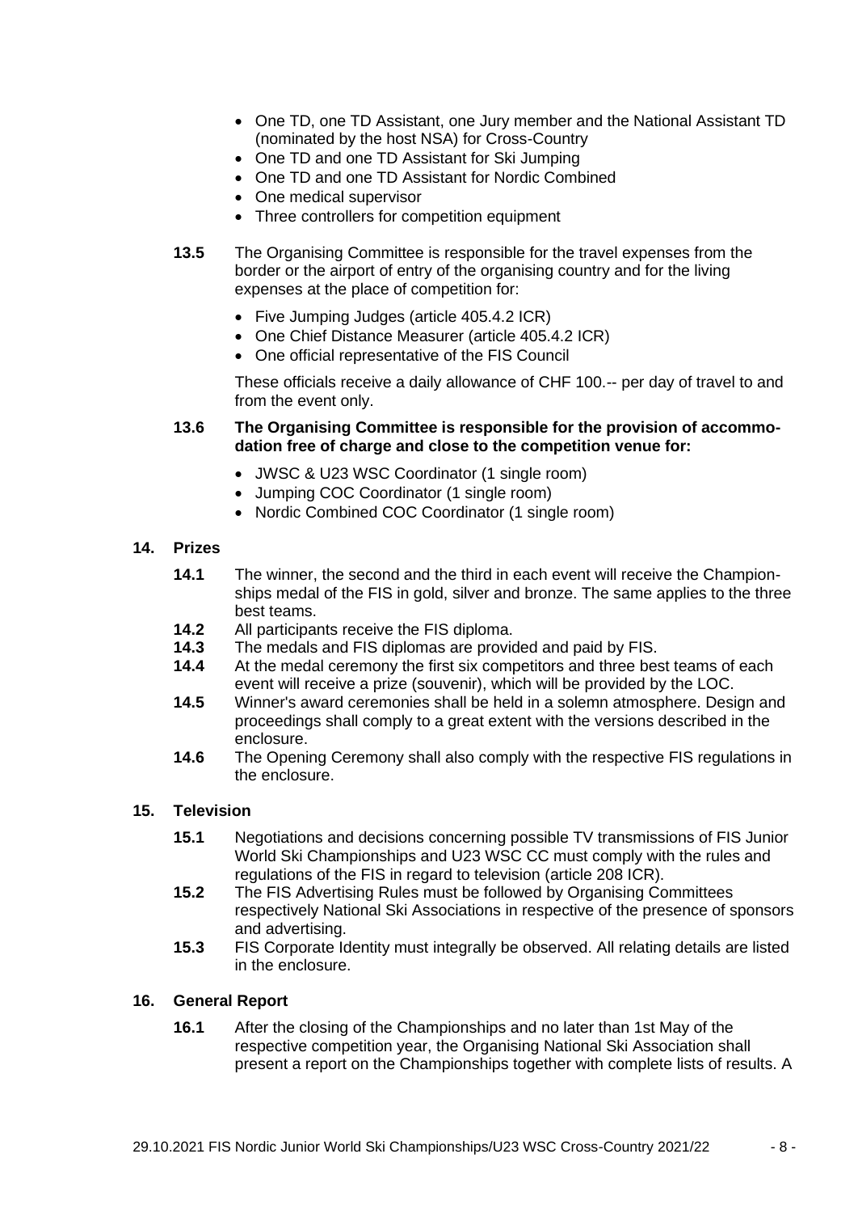- One TD, one TD Assistant, one Jury member and the National Assistant TD (nominated by the host NSA) for Cross-Country
- One TD and one TD Assistant for Ski Jumping
- One TD and one TD Assistant for Nordic Combined
- One medical supervisor
- Three controllers for competition equipment

**13.5** The Organising Committee is responsible for the travel expenses from the border or the airport of entry of the organising country and for the living expenses at the place of competition for:

- Five Jumping Judges (article 405.4.2 ICR)
- One Chief Distance Measurer (article 405.4.2 ICR)
- One official representative of the FIS Council

These officials receive a daily allowance of CHF 100.-- per day of travel to and from the event only.

**13.6 The Organising Committee is responsible for the provision of accommodation free of charge and close to the competition venue for:**

- JWSC & U23 WSC Coordinator (1 single room)
- Jumping COC Coordinator (1 single room)
- Nordic Combined COC Coordinator (1 single room)

## 14. Prizes

**14.1** The winner, the second and the third in each event will receive the Championships medal of the FIS in gold, silver and bronze. The same applies to the three best teams.

**14.2** All participants receive the FIS diploma.

**14.3** The medals and FIS diplomas are provided and paid by FIS.

**14.4** At the medal ceremony the first six competitors and three best teams of each event will receive a prize (souvenir), which will be provided by the LOC.

**14.5** Winner's award ceremonies shall be held in a solemn atmosphere. Design and proceedings shall comply to a great extent with the versions described in the enclosure.

**14.6** The Opening Ceremony shall also comply with the respective FIS regulations in the enclosure.

## 15. Television

**15.1** Negotiations and decisions concerning possible TV transmissions of FIS Junior World Ski Championships and U23 WSC CC must comply with the rules and regulations of the FIS in regard to television (article 208 ICR).

**15.2** The FIS Advertising Rules must be followed by Organising Committees respectively National Ski Associations in respective of the presence of sponsors and advertising.

**15.3** FIS Corporate Identity must integrally be observed. All relating details are listed in the enclosure.

## 16. General Report

**16.1** After the closing of the Championships and no later than 1st May of the respective competition year, the Organising National Ski Association shall present a report on the Championships together with complete lists of results. A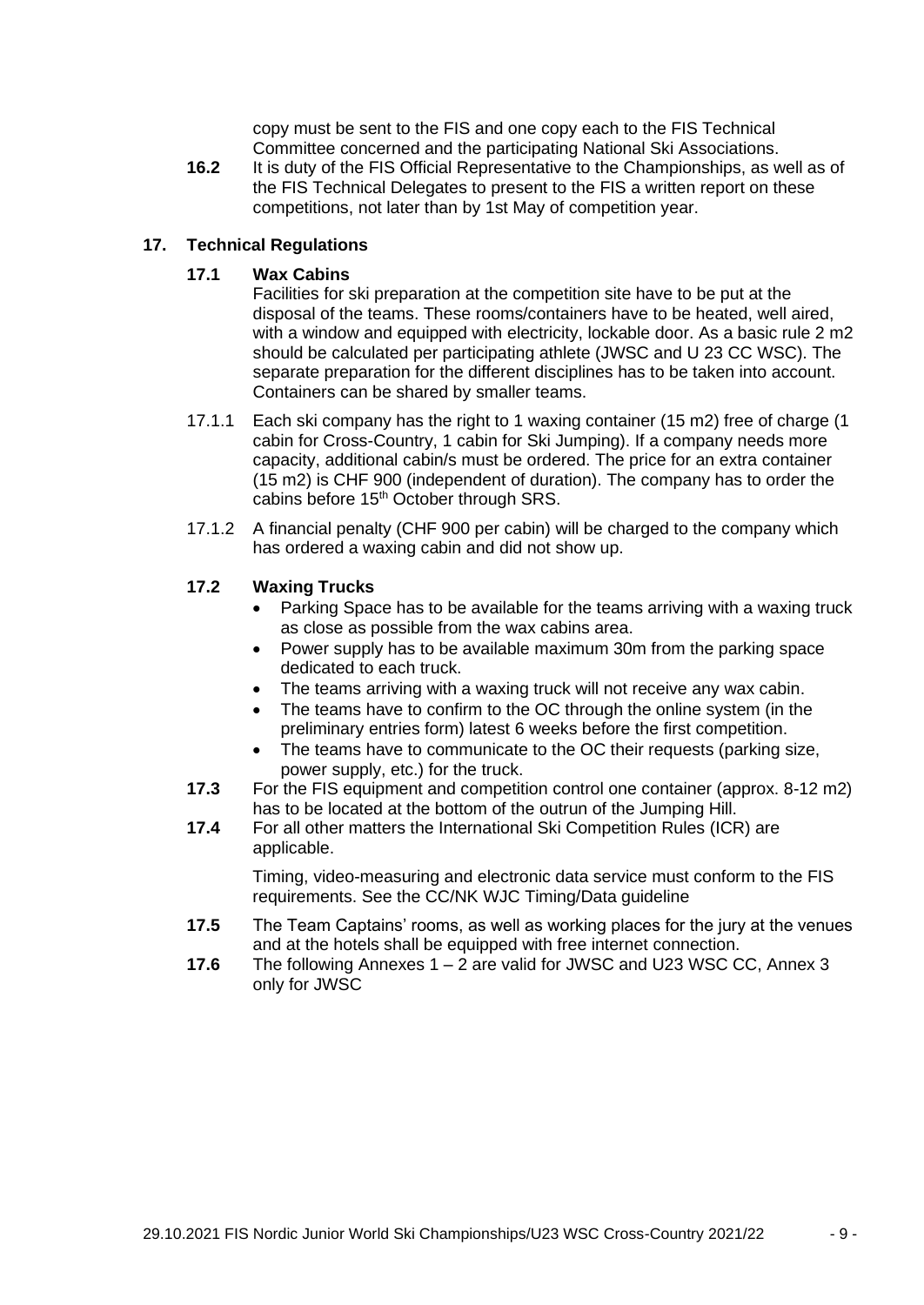copy must be sent to the FIS and one copy each to the FIS Technical Committee concerned and the participating National Ski Associations.

**16.2** It is duty of the FIS Official Representative to the Championships, as well as of the FIS Technical Delegates to present to the FIS a written report on these competitions, not later than by 1st May of competition year.

## 17. Technical Regulations

### 17.1 Wax Cabins

Facilities for ski preparation at the competition site have to be put at the disposal of the teams. These rooms/containers have to be heated, well aired, with a window and equipped with electricity, lockable door. As a basic rule 2 m2 should be calculated per participating athlete (JWSC and U 23 CC WSC). The separate preparation for the different disciplines has to be taken into account. Containers can be shared by smaller teams.

17.1.1 Each ski company has the right to 1 waxing container (15 m2) free of charge (1 cabin for Cross-Country, 1 cabin for Ski Jumping). If a company needs more capacity, additional cabin/s must be ordered. The price for an extra container (15 m2) is CHF 900 (independent of duration). The company has to order the cabins before 15th October through SRS.

17.1.2 A financial penalty (CHF 900 per cabin) will be charged to the company which has ordered a waxing cabin and did not show up.

### 17.2 Waxing Trucks

- Parking Space has to be available for the teams arriving with a waxing truck as close as possible from the wax cabins area.
- Power supply has to be available maximum 30m from the parking space dedicated to each truck.
- The teams arriving with a waxing truck will not receive any wax cabin.
- The teams have to confirm to the OC through the online system (in the preliminary entries form) latest 6 weeks before the first competition.
- The teams have to communicate to the OC their requests (parking size, power supply, etc.) for the truck.

**17.3** For the FIS equipment and competition control one container (approx. 8-12 m2) has to be located at the bottom of the outrun of the Jumping Hill.

**17.4** For all other matters the International Ski Competition Rules (ICR) are applicable.

Timing, video-measuring and electronic data service must conform to the FIS requirements. See the CC/NK WJC Timing/Data guideline

**17.5** The Team Captains' rooms, as well as working places for the jury at the venues and at the hotels shall be equipped with free internet connection.

**17.6** The following Annexes 1 – 2 are valid for JWSC and U23 WSC CC, Annex 3 only for JWSC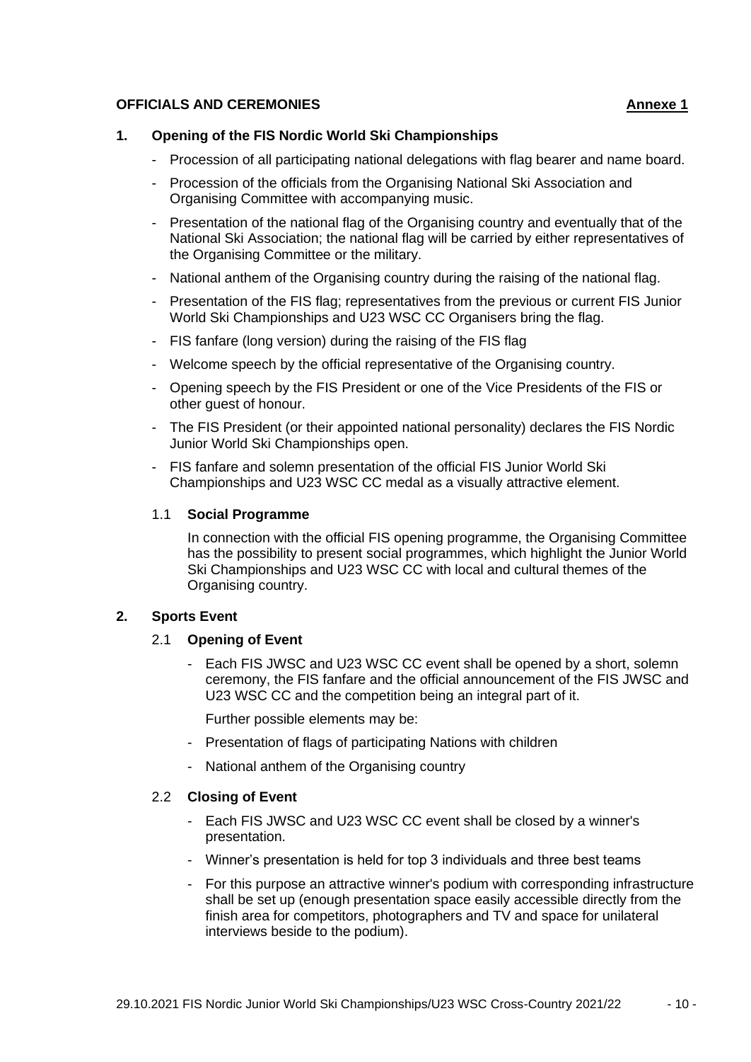**OFFICIALS AND CEREMONIES** **Annexe 1**

## 1. Opening of the FIS Nordic World Ski Championships

- Procession of all participating national delegations with flag bearer and name board.
- Procession of the officials from the Organising National Ski Association and Organising Committee with accompanying music.
- Presentation of the national flag of the Organising country and eventually that of the National Ski Association; the national flag will be carried by either representatives of the Organising Committee or the military.
- National anthem of the Organising country during the raising of the national flag.
- Presentation of the FIS flag; representatives from the previous or current FIS Junior World Ski Championships and U23 WSC CC Organisers bring the flag.
- FIS fanfare (long version) during the raising of the FIS flag
- Welcome speech by the official representative of the Organising country.
- Opening speech by the FIS President or one of the Vice Presidents of the FIS or other guest of honour.
- The FIS President (or their appointed national personality) declares the FIS Nordic Junior World Ski Championships open.
- FIS fanfare and solemn presentation of the official FIS Junior World Ski Championships and U23 WSC CC medal as a visually attractive element.

### 1.1 Social Programme

In connection with the official FIS opening programme, the Organising Committee has the possibility to present social programmes, which highlight the Junior World Ski Championships and U23 WSC CC with local and cultural themes of the Organising country.

## 2. Sports Event

### 2.1 Opening of Event

- Each FIS JWSC and U23 WSC CC event shall be opened by a short, solemn ceremony, the FIS fanfare and the official announcement of the FIS JWSC and U23 WSC CC and the competition being an integral part of it.

  Further possible elements may be:

- Presentation of flags of participating Nations with children
- National anthem of the Organising country

### 2.2 Closing of Event

- Each FIS JWSC and U23 WSC CC event shall be closed by a winner's presentation.
- Winner's presentation is held for top 3 individuals and three best teams
- For this purpose an attractive winner's podium with corresponding infrastructure shall be set up (enough presentation space easily accessible directly from the finish area for competitors, photographers and TV and space for unilateral interviews beside to the podium).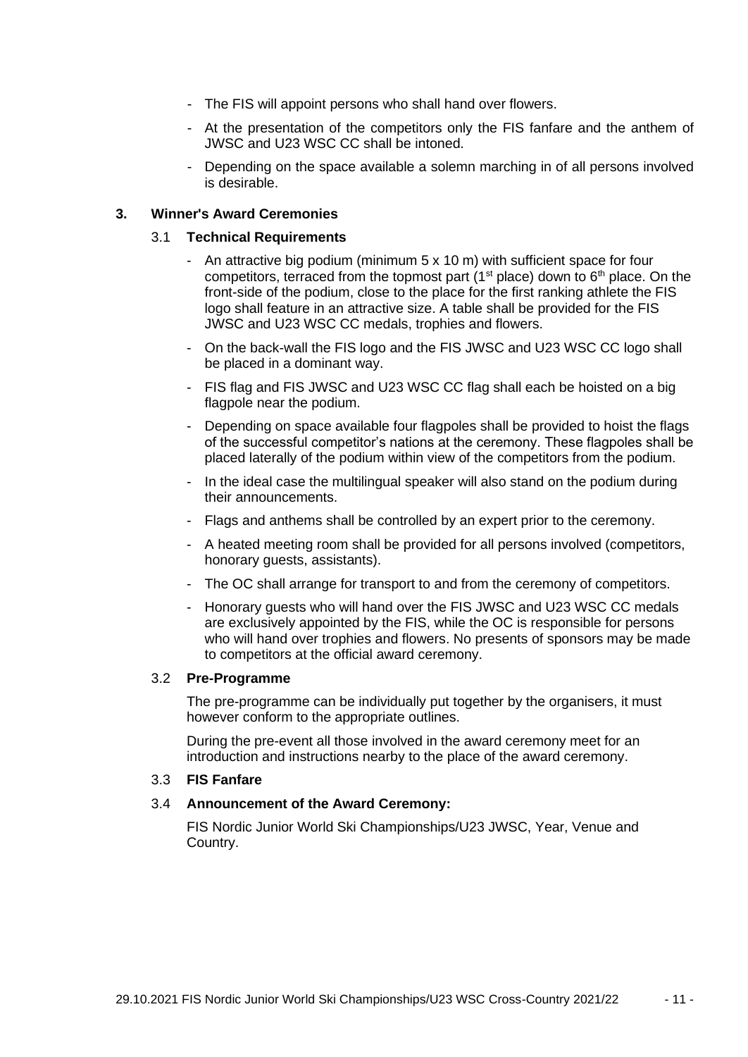- The FIS will appoint persons who shall hand over flowers.
- At the presentation of the competitors only the FIS fanfare and the anthem of JWSC and U23 WSC CC shall be intoned.
- Depending on the space available a solemn marching in of all persons involved is desirable.

## 3. Winner's Award Ceremonies

### 3.1 Technical Requirements

- An attractive big podium (minimum 5 x 10 m) with sufficient space for four competitors, terraced from the topmost part (1st place) down to 6th place. On the front-side of the podium, close to the place for the first ranking athlete the FIS logo shall feature in an attractive size. A table shall be provided for the FIS JWSC and U23 WSC CC medals, trophies and flowers.
- On the back-wall the FIS logo and the FIS JWSC and U23 WSC CC logo shall be placed in a dominant way.
- FIS flag and FIS JWSC and U23 WSC CC flag shall each be hoisted on a big flagpole near the podium.
- Depending on space available four flagpoles shall be provided to hoist the flags of the successful competitor's nations at the ceremony. These flagpoles shall be placed laterally of the podium within view of the competitors from the podium.
- In the ideal case the multilingual speaker will also stand on the podium during their announcements.
- Flags and anthems shall be controlled by an expert prior to the ceremony.
- A heated meeting room shall be provided for all persons involved (competitors, honorary guests, assistants).
- The OC shall arrange for transport to and from the ceremony of competitors.
- Honorary guests who will hand over the FIS JWSC and U23 WSC CC medals are exclusively appointed by the FIS, while the OC is responsible for persons who will hand over trophies and flowers. No presents of sponsors may be made to competitors at the official award ceremony.

### 3.2 Pre-Programme

The pre-programme can be individually put together by the organisers, it must however conform to the appropriate outlines.

During the pre-event all those involved in the award ceremony meet for an introduction and instructions nearby to the place of the award ceremony.

### 3.3 FIS Fanfare

### 3.4 Announcement of the Award Ceremony:

FIS Nordic Junior World Ski Championships/U23 JWSC, Year, Venue and Country.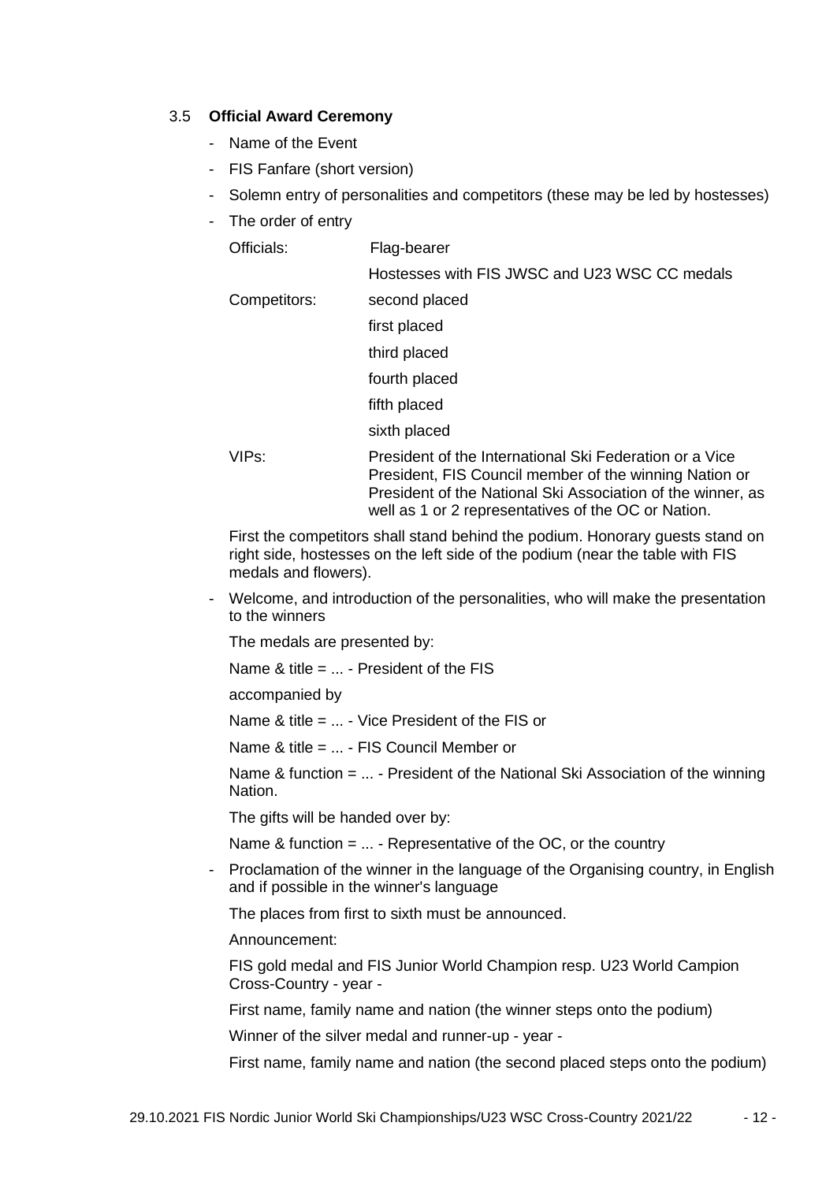### 3.5 **Official Award Ceremony**

- Name of the Event
- FIS Fanfare (short version)
- Solemn entry of personalities and competitors (these may be led by hostesses)
- The order of entry

| | |
|---|---|
| Officials: | Flag-bearer |
| | Hostesses with FIS JWSC and U23 WSC CC medals |
| Competitors: | second placed |
| | first placed |
| | third placed |
| | fourth placed |
| | fifth placed |
| | sixth placed |
| VIPs: | President of the International Ski Federation or a Vice President, FIS Council member of the winning Nation or President of the National Ski Association of the winner, as well as 1 or 2 representatives of the OC or Nation. |

  First the competitors shall stand behind the podium. Honorary guests stand on right side, hostesses on the left side of the podium (near the table with FIS medals and flowers).

- Welcome, and introduction of the personalities, who will make the presentation to the winners

  The medals are presented by:

  Name & title = ... - President of the FIS

  accompanied by

  Name & title = ... - Vice President of the FIS or

  Name & title = ... - FIS Council Member or

  Name & function = ... - President of the National Ski Association of the winning Nation.

  The gifts will be handed over by:

  Name & function = ... - Representative of the OC, or the country

- Proclamation of the winner in the language of the Organising country, in English and if possible in the winner's language

  The places from first to sixth must be announced.

  Announcement:

  FIS gold medal and FIS Junior World Champion resp. U23 World Campion Cross-Country - year -

  First name, family name and nation (the winner steps onto the podium)

  Winner of the silver medal and runner-up - year -

  First name, family name and nation (the second placed steps onto the podium)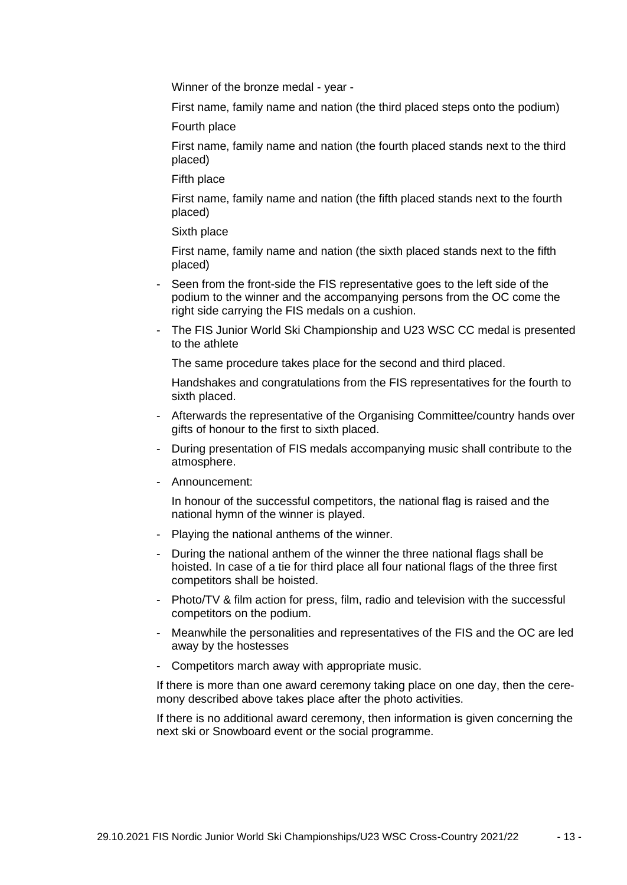Winner of the bronze medal - year -

First name, family name and nation (the third placed steps onto the podium)

Fourth place

First name, family name and nation (the fourth placed stands next to the third placed)

Fifth place

First name, family name and nation (the fifth placed stands next to the fourth placed)

Sixth place

First name, family name and nation (the sixth placed stands next to the fifth placed)

- Seen from the front-side the FIS representative goes to the left side of the podium to the winner and the accompanying persons from the OC come the right side carrying the FIS medals on a cushion.
- The FIS Junior World Ski Championship and U23 WSC CC medal is presented to the athlete

  The same procedure takes place for the second and third placed.

  Handshakes and congratulations from the FIS representatives for the fourth to sixth placed.

- Afterwards the representative of the Organising Committee/country hands over gifts of honour to the first to sixth placed.
- During presentation of FIS medals accompanying music shall contribute to the atmosphere.
- Announcement:

  In honour of the successful competitors, the national flag is raised and the national hymn of the winner is played.

- Playing the national anthems of the winner.
- During the national anthem of the winner the three national flags shall be hoisted. In case of a tie for third place all four national flags of the three first competitors shall be hoisted.
- Photo/TV & film action for press, film, radio and television with the successful competitors on the podium.
- Meanwhile the personalities and representatives of the FIS and the OC are led away by the hostesses
- Competitors march away with appropriate music.

If there is more than one award ceremony taking place on one day, then the ceremony described above takes place after the photo activities.

If there is no additional award ceremony, then information is given concerning the next ski or Snowboard event or the social programme.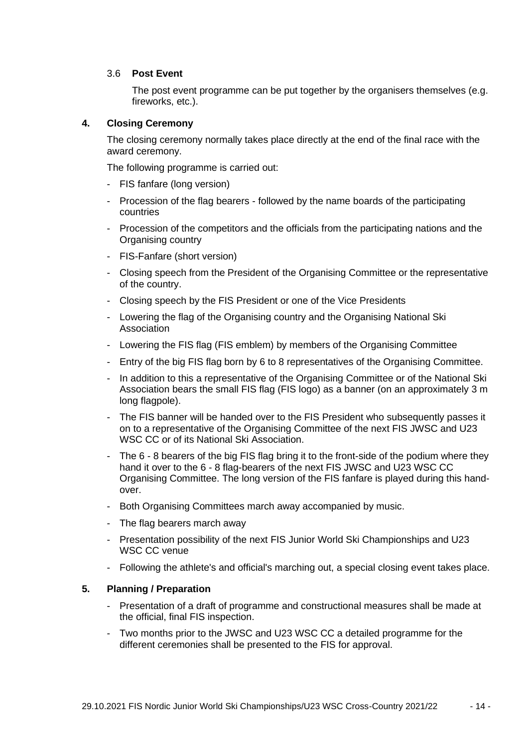### 3.6 Post Event

The post event programme can be put together by the organisers themselves (e.g. fireworks, etc.).

## 4. Closing Ceremony

The closing ceremony normally takes place directly at the end of the final race with the award ceremony.

The following programme is carried out:

- FIS fanfare (long version)
- Procession of the flag bearers - followed by the name boards of the participating countries
- Procession of the competitors and the officials from the participating nations and the Organising country
- FIS-Fanfare (short version)
- Closing speech from the President of the Organising Committee or the representative of the country.
- Closing speech by the FIS President or one of the Vice Presidents
- Lowering the flag of the Organising country and the Organising National Ski Association
- Lowering the FIS flag (FIS emblem) by members of the Organising Committee
- Entry of the big FIS flag born by 6 to 8 representatives of the Organising Committee.
- In addition to this a representative of the Organising Committee or of the National Ski Association bears the small FIS flag (FIS logo) as a banner (on an approximately 3 m long flagpole).
- The FIS banner will be handed over to the FIS President who subsequently passes it on to a representative of the Organising Committee of the next FIS JWSC and U23 WSC CC or of its National Ski Association.
- The 6 - 8 bearers of the big FIS flag bring it to the front-side of the podium where they hand it over to the 6 - 8 flag-bearers of the next FIS JWSC and U23 WSC CC Organising Committee. The long version of the FIS fanfare is played during this hand-over.
- Both Organising Committees march away accompanied by music.
- The flag bearers march away
- Presentation possibility of the next FIS Junior World Ski Championships and U23 WSC CC venue
- Following the athlete's and official's marching out, a special closing event takes place.

## 5. Planning / Preparation

- Presentation of a draft of programme and constructional measures shall be made at the official, final FIS inspection.
- Two months prior to the JWSC and U23 WSC CC a detailed programme for the different ceremonies shall be presented to the FIS for approval.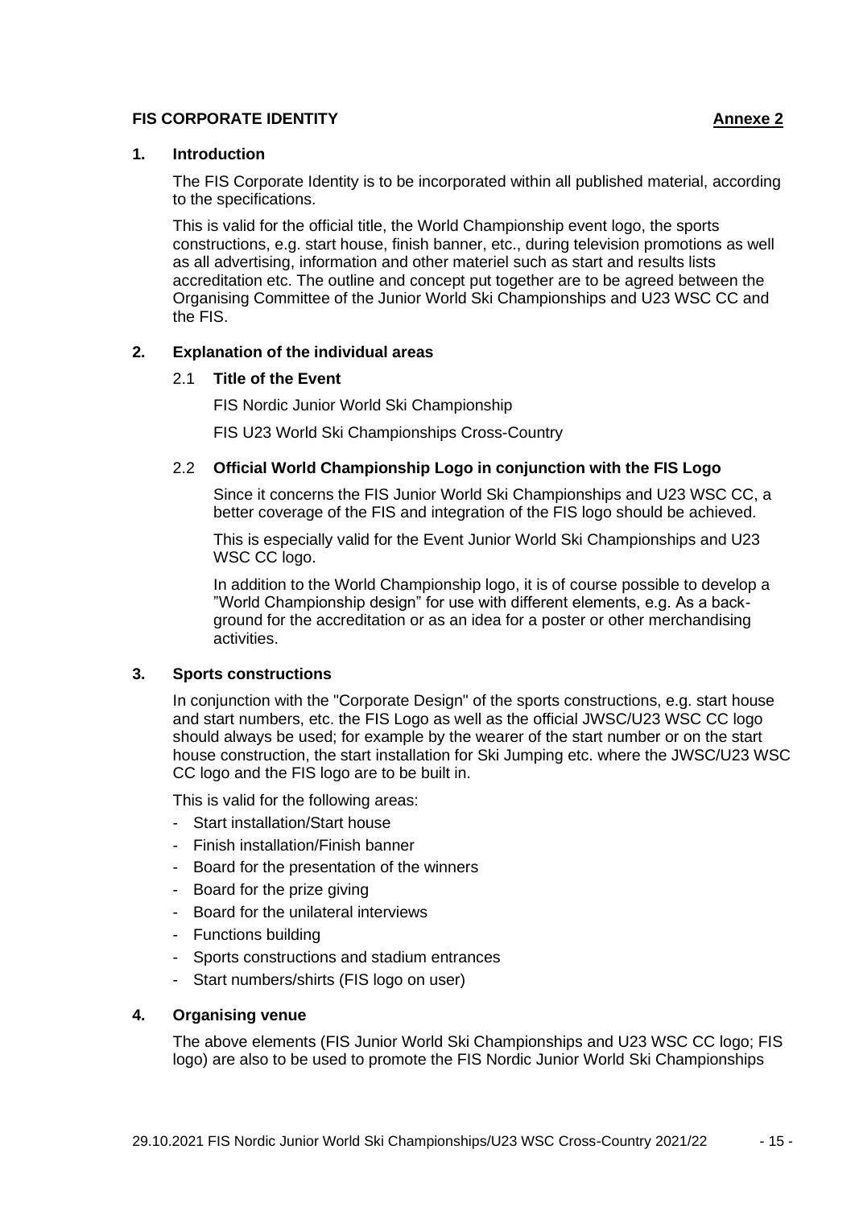**FIS CORPORATE IDENTITY** **Annexe 2**

## 1. Introduction

The FIS Corporate Identity is to be incorporated within all published material, according to the specifications.

This is valid for the official title, the World Championship event logo, the sports constructions, e.g. start house, finish banner, etc., during television promotions as well as all advertising, information and other materiel such as start and results lists accreditation etc. The outline and concept put together are to be agreed between the Organising Committee of the Junior World Ski Championships and U23 WSC CC and the FIS.

## 2. Explanation of the individual areas

### 2.1 Title of the Event

FIS Nordic Junior World Ski Championship

FIS U23 World Ski Championships Cross-Country

### 2.2 Official World Championship Logo in conjunction with the FIS Logo

Since it concerns the FIS Junior World Ski Championships and U23 WSC CC, a better coverage of the FIS and integration of the FIS logo should be achieved.

This is especially valid for the Event Junior World Ski Championships and U23 WSC CC logo.

In addition to the World Championship logo, it is of course possible to develop a "World Championship design" for use with different elements, e.g. As a background for the accreditation or as an idea for a poster or other merchandising activities.

## 3. Sports constructions

In conjunction with the "Corporate Design" of the sports constructions, e.g. start house and start numbers, etc. the FIS Logo as well as the official JWSC/U23 WSC CC logo should always be used; for example by the wearer of the start number or on the start house construction, the start installation for Ski Jumping etc. where the JWSC/U23 WSC CC logo and the FIS logo are to be built in.

This is valid for the following areas:

- Start installation/Start house
- Finish installation/Finish banner
- Board for the presentation of the winners
- Board for the prize giving
- Board for the unilateral interviews
- Functions building
- Sports constructions and stadium entrances
- Start numbers/shirts (FIS logo on user)

## 4. Organising venue

The above elements (FIS Junior World Ski Championships and U23 WSC CC logo; FIS logo) are also to be used to promote the FIS Nordic Junior World Ski Championships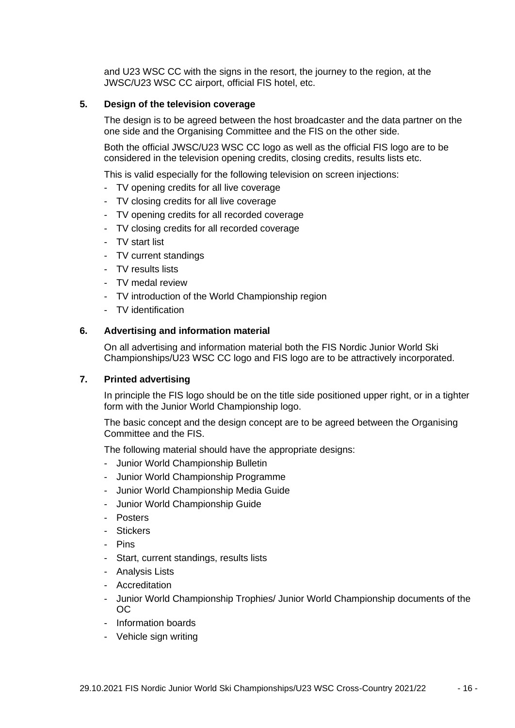and U23 WSC CC with the signs in the resort, the journey to the region, at the JWSC/U23 WSC CC airport, official FIS hotel, etc.

### 5. Design of the television coverage

The design is to be agreed between the host broadcaster and the data partner on the one side and the Organising Committee and the FIS on the other side.

Both the official JWSC/U23 WSC CC logo as well as the official FIS logo are to be considered in the television opening credits, closing credits, results lists etc.

This is valid especially for the following television on screen injections:

- TV opening credits for all live coverage
- TV closing credits for all live coverage
- TV opening credits for all recorded coverage
- TV closing credits for all recorded coverage
- TV start list
- TV current standings
- TV results lists
- TV medal review
- TV introduction of the World Championship region
- TV identification

### 6. Advertising and information material

On all advertising and information material both the FIS Nordic Junior World Ski Championships/U23 WSC CC logo and FIS logo are to be attractively incorporated.

### 7. Printed advertising

In principle the FIS logo should be on the title side positioned upper right, or in a tighter form with the Junior World Championship logo.

The basic concept and the design concept are to be agreed between the Organising Committee and the FIS.

The following material should have the appropriate designs:

- Junior World Championship Bulletin
- Junior World Championship Programme
- Junior World Championship Media Guide
- Junior World Championship Guide
- Posters
- Stickers
- Pins
- Start, current standings, results lists
- Analysis Lists
- Accreditation
- Junior World Championship Trophies/ Junior World Championship documents of the OC
- Information boards
- Vehicle sign writing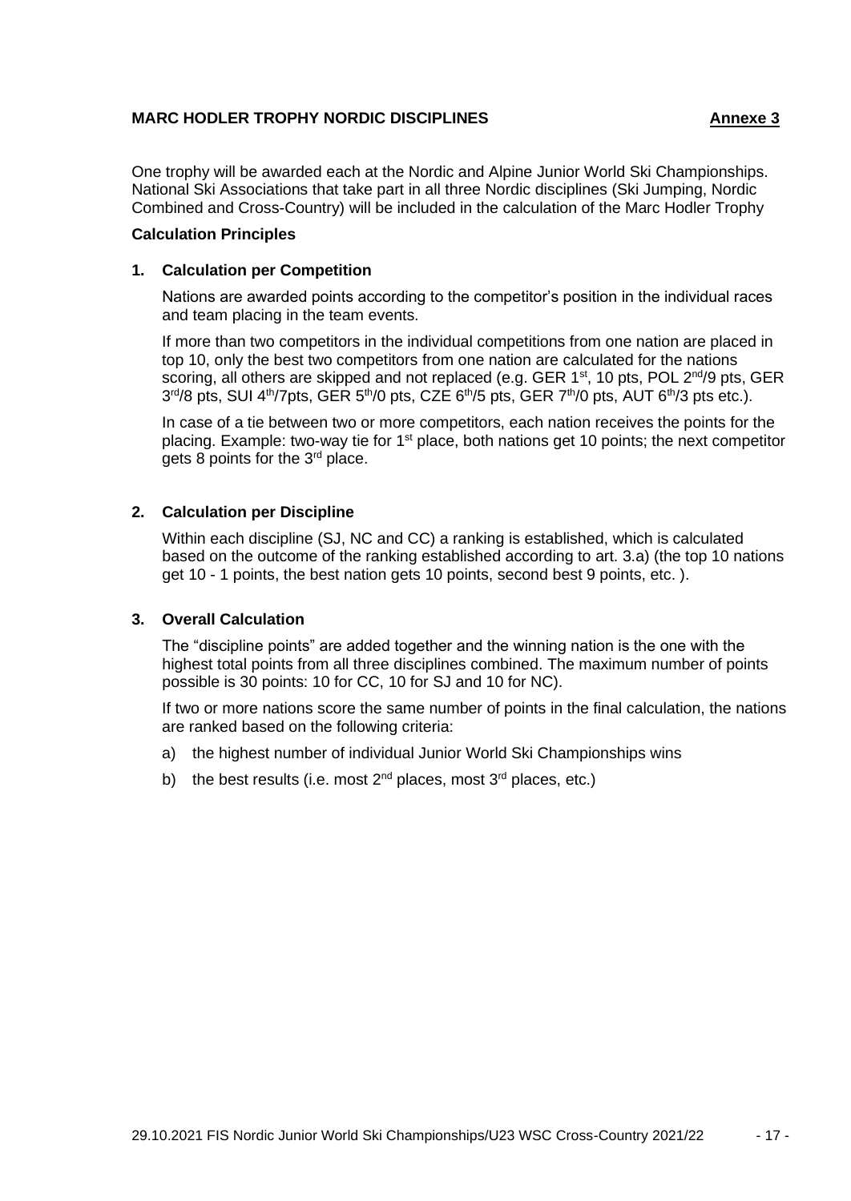## MARC HODLER TROPHY NORDIC DISCIPLINES

**Annexe 3**

One trophy will be awarded each at the Nordic and Alpine Junior World Ski Championships. National Ski Associations that take part in all three Nordic disciplines (Ski Jumping, Nordic Combined and Cross-Country) will be included in the calculation of the Marc Hodler Trophy

**Calculation Principles**

### 1. Calculation per Competition

Nations are awarded points according to the competitor's position in the individual races and team placing in the team events.

If more than two competitors in the individual competitions from one nation are placed in top 10, only the best two competitors from one nation are calculated for the nations scoring, all others are skipped and not replaced (e.g. GER 1st, 10 pts, POL 2nd/9 pts, GER 3rd/8 pts, SUI 4th/7pts, GER 5th/0 pts, CZE 6th/5 pts, GER 7th/0 pts, AUT 6th/3 pts etc.).

In case of a tie between two or more competitors, each nation receives the points for the placing. Example: two-way tie for 1st place, both nations get 10 points; the next competitor gets 8 points for the 3rd place.

### 2. Calculation per Discipline

Within each discipline (SJ, NC and CC) a ranking is established, which is calculated based on the outcome of the ranking established according to art. 3.a) (the top 10 nations get 10 - 1 points, the best nation gets 10 points, second best 9 points, etc. ).

### 3. Overall Calculation

The "discipline points" are added together and the winning nation is the one with the highest total points from all three disciplines combined. The maximum number of points possible is 30 points: 10 for CC, 10 for SJ and 10 for NC).

If two or more nations score the same number of points in the final calculation, the nations are ranked based on the following criteria:

a) the highest number of individual Junior World Ski Championships wins

b) the best results (i.e. most 2nd places, most 3rd places, etc.)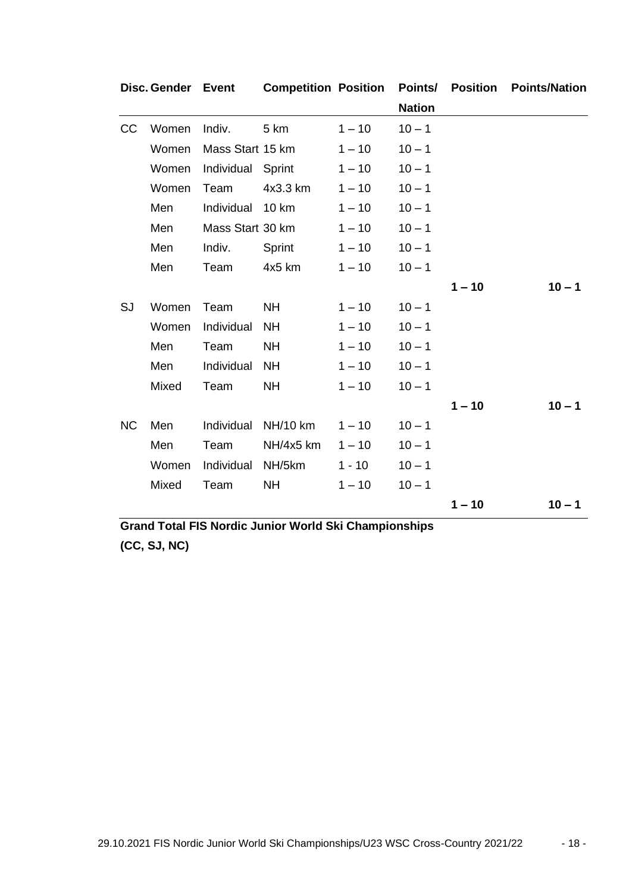| Disc. | Gender | Event | Competition | Position | Points/ Nation | Position | Points/Nation |
|---|---|---|---|---|---|---|---|
| CC | Women | Indiv. | 5 km | 1 – 10 | 10 – 1 | | |
| | Women | Mass Start | 15 km | 1 – 10 | 10 – 1 | | |
| | Women | Individual | Sprint | 1 – 10 | 10 – 1 | | |
| | Women | Team | 4x3.3 km | 1 – 10 | 10 – 1 | | |
| | Men | Individual | 10 km | 1 – 10 | 10 – 1 | | |
| | Men | Mass Start | 30 km | 1 – 10 | 10 – 1 | | |
| | Men | Indiv. | Sprint | 1 – 10 | 10 – 1 | | |
| | Men | Team | 4x5 km | 1 – 10 | 10 – 1 | | |
| | | | | | | **1 – 10** | **10 – 1** |
| SJ | Women | Team | NH | 1 – 10 | 10 – 1 | | |
| | Women | Individual | NH | 1 – 10 | 10 – 1 | | |
| | Men | Team | NH | 1 – 10 | 10 – 1 | | |
| | Men | Individual | NH | 1 – 10 | 10 – 1 | | |
| | Mixed | Team | NH | 1 – 10 | 10 – 1 | | |
| | | | | | | **1 – 10** | **10 – 1** |
| NC | Men | Individual | NH/10 km | 1 – 10 | 10 – 1 | | |
| | Men | Team | NH/4x5 km | 1 – 10 | 10 – 1 | | |
| | Women | Individual | NH/5km | 1 - 10 | 10 – 1 | | |
| | Mixed | Team | NH | 1 – 10 | 10 – 1 | | |
| | | | | | | **1 – 10** | **10 – 1** |

**Grand Total FIS Nordic Junior World Ski Championships (CC, SJ, NC)**